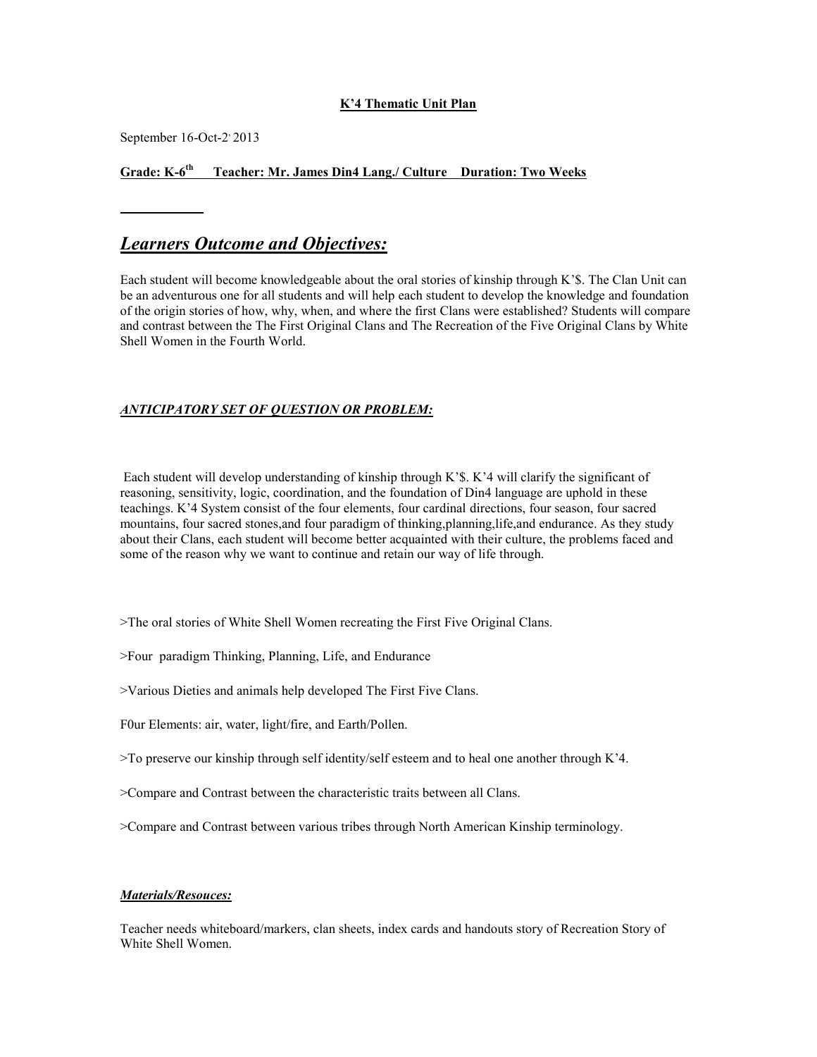**K'4 Thematic Unit Plan**

September 16-Oct-2, 2013

**Grade: K-6th Teacher: Mr. James Din4 Lang./ Culture Duration: Two Weeks**

## ***Learners Outcome and Objectives:***

Each student will become knowledgeable about the oral stories of kinship through K'$. The Clan Unit can be an adventurous one for all students and will help each student to develop the knowledge and foundation of the origin stories of how, why, when, and where the first Clans were established? Students will compare and contrast between the The First Original Clans and The Recreation of the Five Original Clans by White Shell Women in the Fourth World.

### ***ANTICIPATORY SET OF QUESTION OR PROBLEM:***

Each student will develop understanding of kinship through K'$. K'4 will clarify the significant of reasoning, sensitivity, logic, coordination, and the foundation of Din4 language are uphold in these teachings. K'4 System consist of the four elements, four cardinal directions, four season, four sacred mountains, four sacred stones,and four paradigm of thinking,planning,life,and endurance. As they study about their Clans, each student will become better acquainted with their culture, the problems faced and some of the reason why we want to continue and retain our way of life through.

>The oral stories of White Shell Women recreating the First Five Original Clans.

>Four paradigm Thinking, Planning, Life, and Endurance

>Various Dieties and animals help developed The First Five Clans.

F0ur Elements: air, water, light/fire, and Earth/Pollen.

>To preserve our kinship through self identity/self esteem and to heal one another through K'4.

>Compare and Contrast between the characteristic traits between all Clans.

>Compare and Contrast between various tribes through North American Kinship terminology.

#### ***Materials/Resouces:***

Teacher needs whiteboard/markers, clan sheets, index cards and handouts story of Recreation Story of White Shell Women.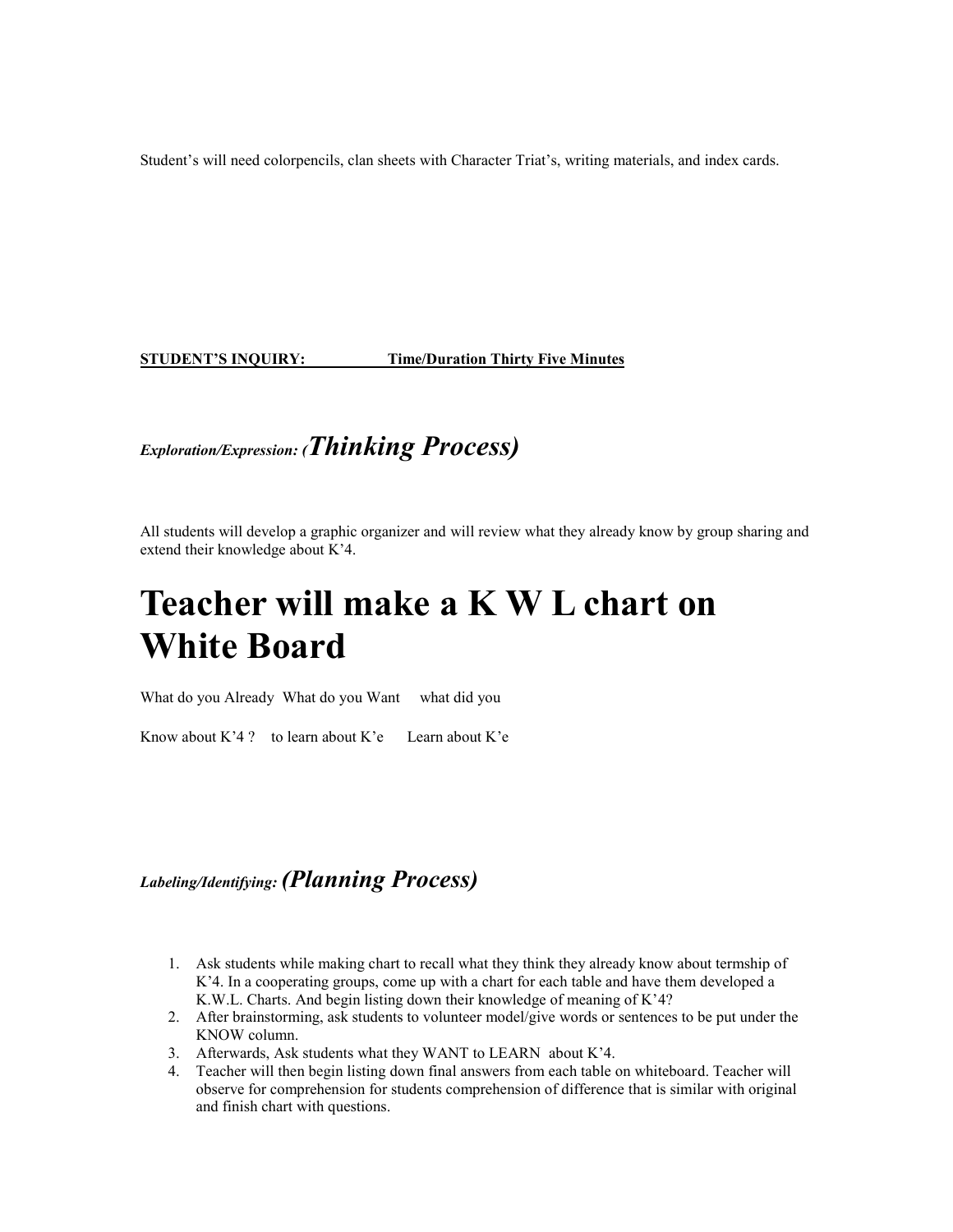Student's will need colorpencils, clan sheets with Character Triat's, writing materials, and index cards.

**STUDENT'S INQUIRY: Time/Duration Thirty Five Minutes**

***Exploration/Expression: (Thinking Process)***

All students will develop a graphic organizer and will review what they already know by group sharing and extend their knowledge about K'4.

# Teacher will make a K W L chart on White Board

| What do you Already Know about K'4 ? | What do you Want to learn about K'e | what did you Learn about K'e |
|---|---|---|

***Labeling/Identifying: (Planning Process)***

1. Ask students while making chart to recall what they think they already know about termship of K'4. In a cooperating groups, come up with a chart for each table and have them developed a K.W.L. Charts. And begin listing down their knowledge of meaning of K'4?
2. After brainstorming, ask students to volunteer model/give words or sentences to be put under the KNOW column.
3. Afterwards, Ask students what they WANT to LEARN about K'4.
4. Teacher will then begin listing down final answers from each table on whiteboard. Teacher will observe for comprehension for students comprehension of difference that is similar with original and finish chart with questions.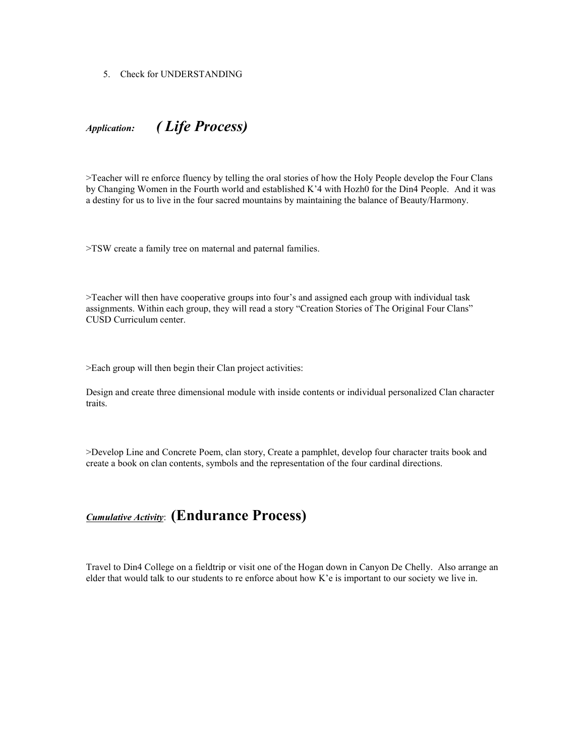5. Check for UNDERSTANDING

*Application:* ***( Life Process)***

>Teacher will re enforce fluency by telling the oral stories of how the Holy People develop the Four Clans by Changing Women in the Fourth world and established K'4 with Hozh0 for the Din4 People. And it was a destiny for us to live in the four sacred mountains by maintaining the balance of Beauty/Harmony.

>TSW create a family tree on maternal and paternal families.

>Teacher will then have cooperative groups into four's and assigned each group with individual task assignments. Within each group, they will read a story "Creation Stories of The Original Four Clans" CUSD Curriculum center.

>Each group will then begin their Clan project activities:

Design and create three dimensional module with inside contents or individual personalized Clan character traits.

>Develop Line and Concrete Poem, clan story, Create a pamphlet, develop four character traits book and create a book on clan contents, symbols and the representation of the four cardinal directions.

***<u>Cumulative Activity</u>***: **(Endurance Process)**

Travel to Din4 College on a fieldtrip or visit one of the Hogan down in Canyon De Chelly. Also arrange an elder that would talk to our students to re enforce about how K'e is important to our society we live in.